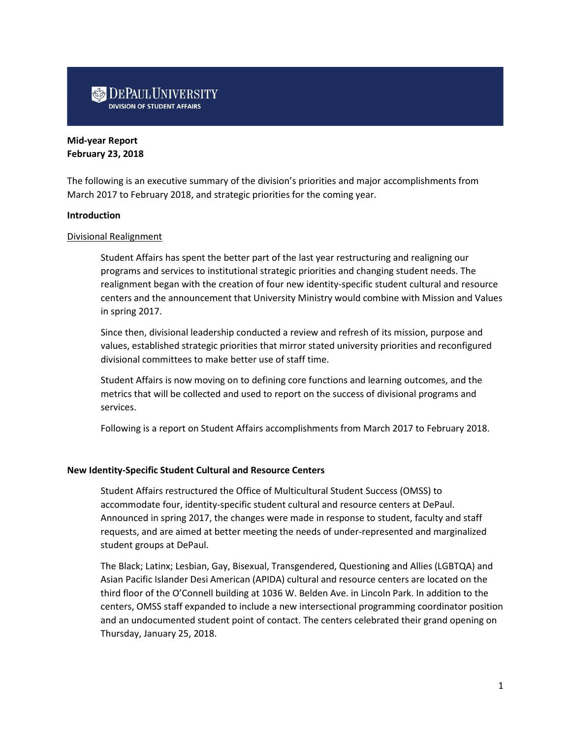**DePaul University**
**DIVISION OF STUDENT AFFAIRS**

**Mid-year Report**
**February 23, 2018**

The following is an executive summary of the division's priorities and major accomplishments from March 2017 to February 2018, and strategic priorities for the coming year.

**Introduction**

Divisional Realignment

Student Affairs has spent the better part of the last year restructuring and realigning our programs and services to institutional strategic priorities and changing student needs. The realignment began with the creation of four new identity-specific student cultural and resource centers and the announcement that University Ministry would combine with Mission and Values in spring 2017.

Since then, divisional leadership conducted a review and refresh of its mission, purpose and values, established strategic priorities that mirror stated university priorities and reconfigured divisional committees to make better use of staff time.

Student Affairs is now moving on to defining core functions and learning outcomes, and the metrics that will be collected and used to report on the success of divisional programs and services.

Following is a report on Student Affairs accomplishments from March 2017 to February 2018.

**New Identity-Specific Student Cultural and Resource Centers**

Student Affairs restructured the Office of Multicultural Student Success (OMSS) to accommodate four, identity-specific student cultural and resource centers at DePaul. Announced in spring 2017, the changes were made in response to student, faculty and staff requests, and are aimed at better meeting the needs of under-represented and marginalized student groups at DePaul.

The Black; Latinx; Lesbian, Gay, Bisexual, Transgendered, Questioning and Allies (LGBTQA) and Asian Pacific Islander Desi American (APIDA) cultural and resource centers are located on the third floor of the O'Connell building at 1036 W. Belden Ave. in Lincoln Park. In addition to the centers, OMSS staff expanded to include a new intersectional programming coordinator position and an undocumented student point of contact. The centers celebrated their grand opening on Thursday, January 25, 2018.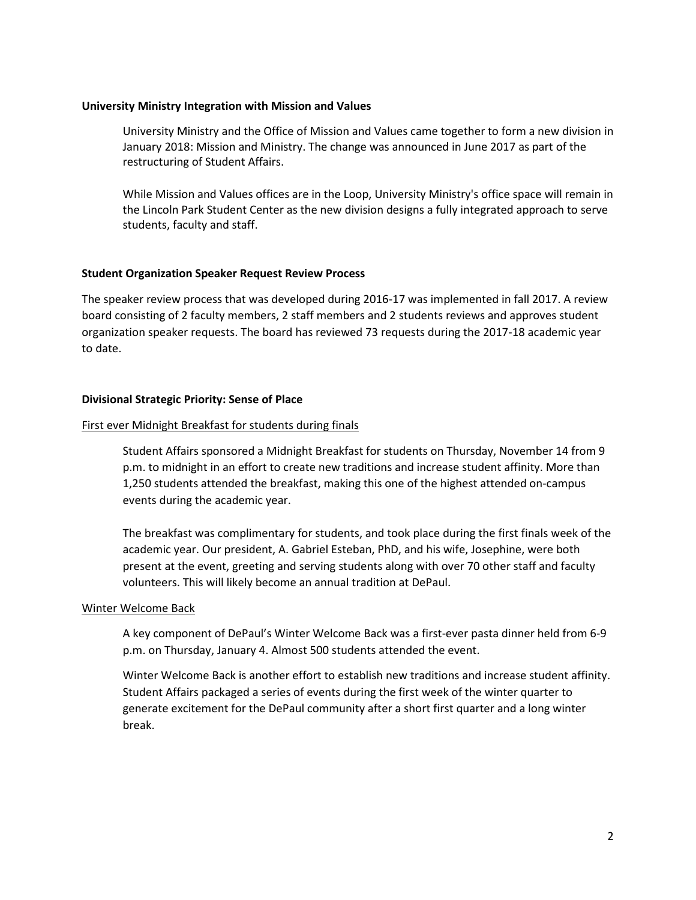**University Ministry Integration with Mission and Values**

University Ministry and the Office of Mission and Values came together to form a new division in January 2018: Mission and Ministry. The change was announced in June 2017 as part of the restructuring of Student Affairs.

While Mission and Values offices are in the Loop, University Ministry's office space will remain in the Lincoln Park Student Center as the new division designs a fully integrated approach to serve students, faculty and staff.

**Student Organization Speaker Request Review Process**

The speaker review process that was developed during 2016-17 was implemented in fall 2017. A review board consisting of 2 faculty members, 2 staff members and 2 students reviews and approves student organization speaker requests. The board has reviewed 73 requests during the 2017-18 academic year to date.

**Divisional Strategic Priority: Sense of Place**

First ever Midnight Breakfast for students during finals

Student Affairs sponsored a Midnight Breakfast for students on Thursday, November 14 from 9 p.m. to midnight in an effort to create new traditions and increase student affinity. More than 1,250 students attended the breakfast, making this one of the highest attended on-campus events during the academic year.

The breakfast was complimentary for students, and took place during the first finals week of the academic year. Our president, A. Gabriel Esteban, PhD, and his wife, Josephine, were both present at the event, greeting and serving students along with over 70 other staff and faculty volunteers. This will likely become an annual tradition at DePaul.

Winter Welcome Back

A key component of DePaul's Winter Welcome Back was a first-ever pasta dinner held from 6-9 p.m. on Thursday, January 4. Almost 500 students attended the event.

Winter Welcome Back is another effort to establish new traditions and increase student affinity. Student Affairs packaged a series of events during the first week of the winter quarter to generate excitement for the DePaul community after a short first quarter and a long winter break.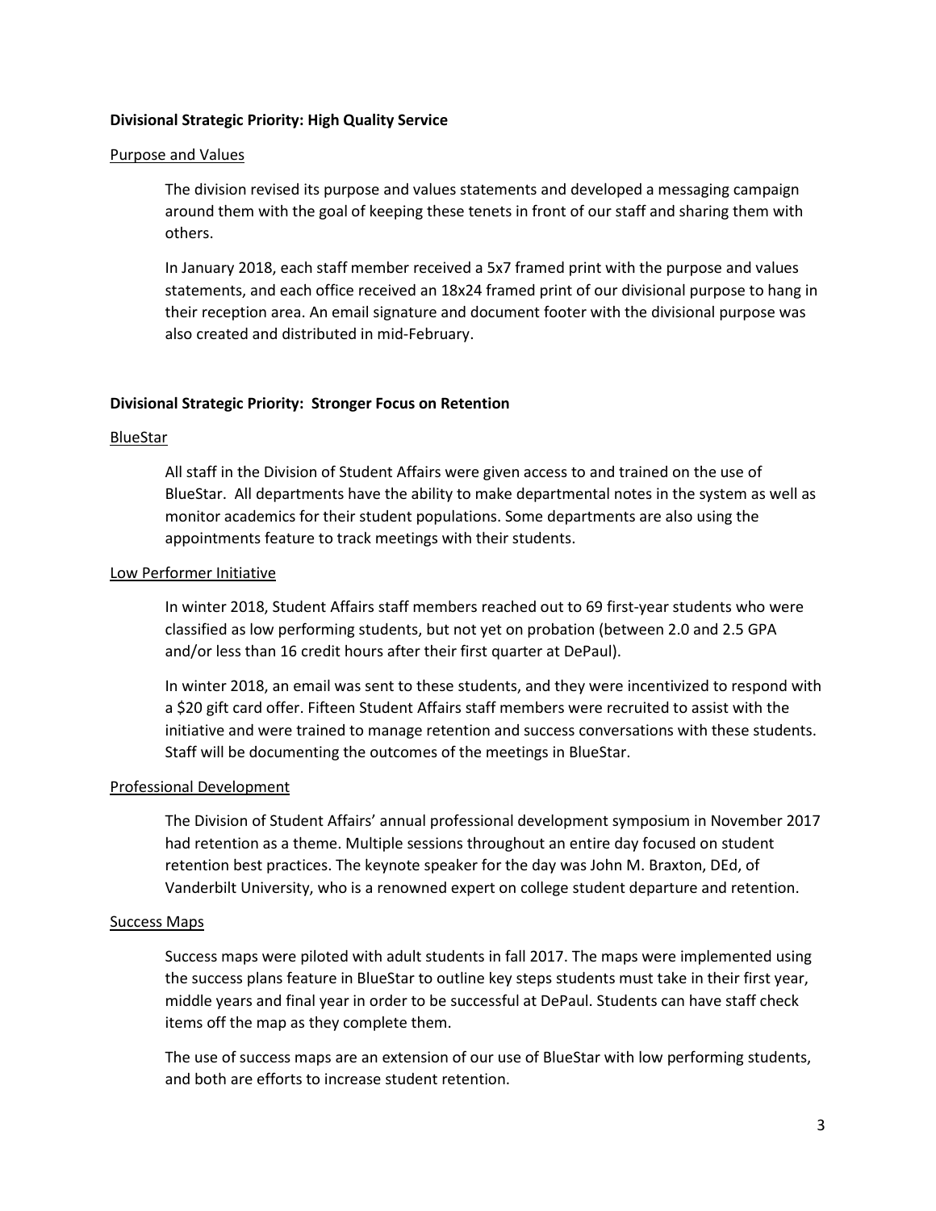**Divisional Strategic Priority: High Quality Service**

Purpose and Values

The division revised its purpose and values statements and developed a messaging campaign around them with the goal of keeping these tenets in front of our staff and sharing them with others.

In January 2018, each staff member received a 5x7 framed print with the purpose and values statements, and each office received an 18x24 framed print of our divisional purpose to hang in their reception area. An email signature and document footer with the divisional purpose was also created and distributed in mid-February.

**Divisional Strategic Priority: Stronger Focus on Retention**

BlueStar

All staff in the Division of Student Affairs were given access to and trained on the use of BlueStar. All departments have the ability to make departmental notes in the system as well as monitor academics for their student populations. Some departments are also using the appointments feature to track meetings with their students.

Low Performer Initiative

In winter 2018, Student Affairs staff members reached out to 69 first-year students who were classified as low performing students, but not yet on probation (between 2.0 and 2.5 GPA and/or less than 16 credit hours after their first quarter at DePaul).

In winter 2018, an email was sent to these students, and they were incentivized to respond with a $20 gift card offer. Fifteen Student Affairs staff members were recruited to assist with the initiative and were trained to manage retention and success conversations with these students. Staff will be documenting the outcomes of the meetings in BlueStar.

Professional Development

The Division of Student Affairs' annual professional development symposium in November 2017 had retention as a theme. Multiple sessions throughout an entire day focused on student retention best practices. The keynote speaker for the day was John M. Braxton, DEd, of Vanderbilt University, who is a renowned expert on college student departure and retention.

Success Maps

Success maps were piloted with adult students in fall 2017. The maps were implemented using the success plans feature in BlueStar to outline key steps students must take in their first year, middle years and final year in order to be successful at DePaul. Students can have staff check items off the map as they complete them.

The use of success maps are an extension of our use of BlueStar with low performing students, and both are efforts to increase student retention.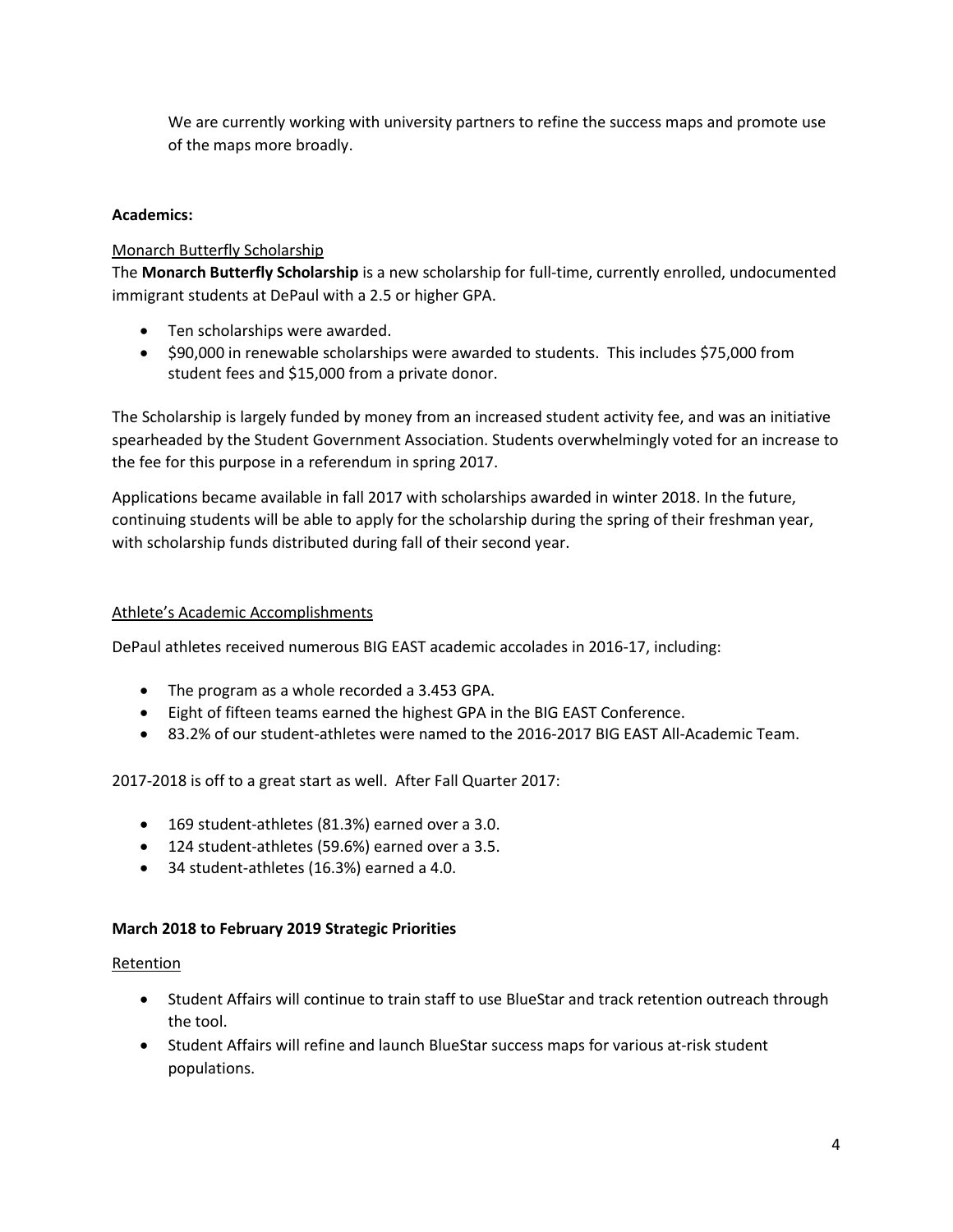We are currently working with university partners to refine the success maps and promote use of the maps more broadly.

**Academics:**

Monarch Butterfly Scholarship

The **Monarch Butterfly Scholarship** is a new scholarship for full-time, currently enrolled, undocumented immigrant students at DePaul with a 2.5 or higher GPA.

- Ten scholarships were awarded.
- $90,000 in renewable scholarships were awarded to students. This includes $75,000 from student fees and $15,000 from a private donor.

The Scholarship is largely funded by money from an increased student activity fee, and was an initiative spearheaded by the Student Government Association. Students overwhelmingly voted for an increase to the fee for this purpose in a referendum in spring 2017.

Applications became available in fall 2017 with scholarships awarded in winter 2018. In the future, continuing students will be able to apply for the scholarship during the spring of their freshman year, with scholarship funds distributed during fall of their second year.

Athlete's Academic Accomplishments

DePaul athletes received numerous BIG EAST academic accolades in 2016-17, including:

- The program as a whole recorded a 3.453 GPA.
- Eight of fifteen teams earned the highest GPA in the BIG EAST Conference.
- 83.2% of our student-athletes were named to the 2016-2017 BIG EAST All-Academic Team.

2017-2018 is off to a great start as well. After Fall Quarter 2017:

- 169 student-athletes (81.3%) earned over a 3.0.
- 124 student-athletes (59.6%) earned over a 3.5.
- 34 student-athletes (16.3%) earned a 4.0.

**March 2018 to February 2019 Strategic Priorities**

Retention

- Student Affairs will continue to train staff to use BlueStar and track retention outreach through the tool.
- Student Affairs will refine and launch BlueStar success maps for various at-risk student populations.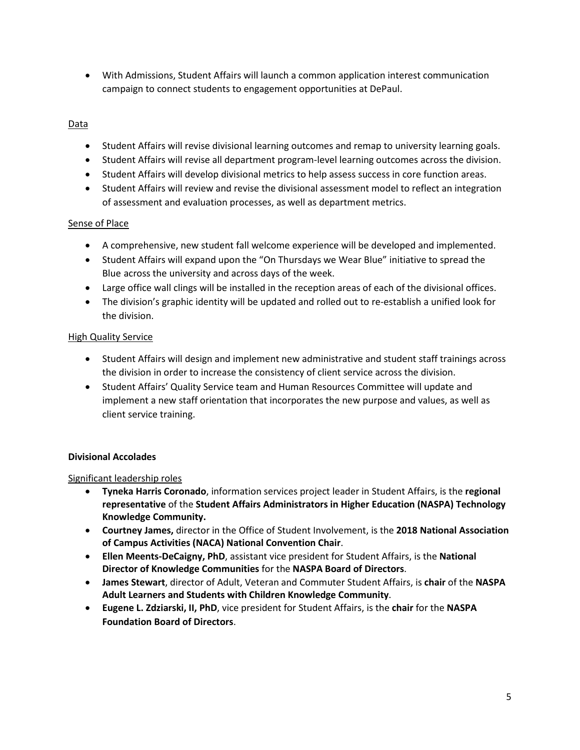- With Admissions, Student Affairs will launch a common application interest communication campaign to connect students to engagement opportunities at DePaul.

Data

- Student Affairs will revise divisional learning outcomes and remap to university learning goals.
- Student Affairs will revise all department program-level learning outcomes across the division.
- Student Affairs will develop divisional metrics to help assess success in core function areas.
- Student Affairs will review and revise the divisional assessment model to reflect an integration of assessment and evaluation processes, as well as department metrics.

Sense of Place

- A comprehensive, new student fall welcome experience will be developed and implemented.
- Student Affairs will expand upon the "On Thursdays we Wear Blue" initiative to spread the Blue across the university and across days of the week.
- Large office wall clings will be installed in the reception areas of each of the divisional offices.
- The division's graphic identity will be updated and rolled out to re-establish a unified look for the division.

High Quality Service

- Student Affairs will design and implement new administrative and student staff trainings across the division in order to increase the consistency of client service across the division.
- Student Affairs' Quality Service team and Human Resources Committee will update and implement a new staff orientation that incorporates the new purpose and values, as well as client service training.

**Divisional Accolades**

Significant leadership roles

- **Tyneka Harris Coronado**, information services project leader in Student Affairs, is the **regional representative** of the **Student Affairs Administrators in Higher Education (NASPA) Technology Knowledge Community.**
- **Courtney James,** director in the Office of Student Involvement, is the **2018 National Association of Campus Activities (NACA) National Convention Chair**.
- **Ellen Meents-DeCaigny, PhD**, assistant vice president for Student Affairs, is the **National Director of Knowledge Communities** for the **NASPA Board of Directors**.
- **James Stewart**, director of Adult, Veteran and Commuter Student Affairs, is **chair** of the **NASPA Adult Learners and Students with Children Knowledge Community**.
- **Eugene L. Zdziarski, II, PhD**, vice president for Student Affairs, is the **chair** for the **NASPA Foundation Board of Directors**.